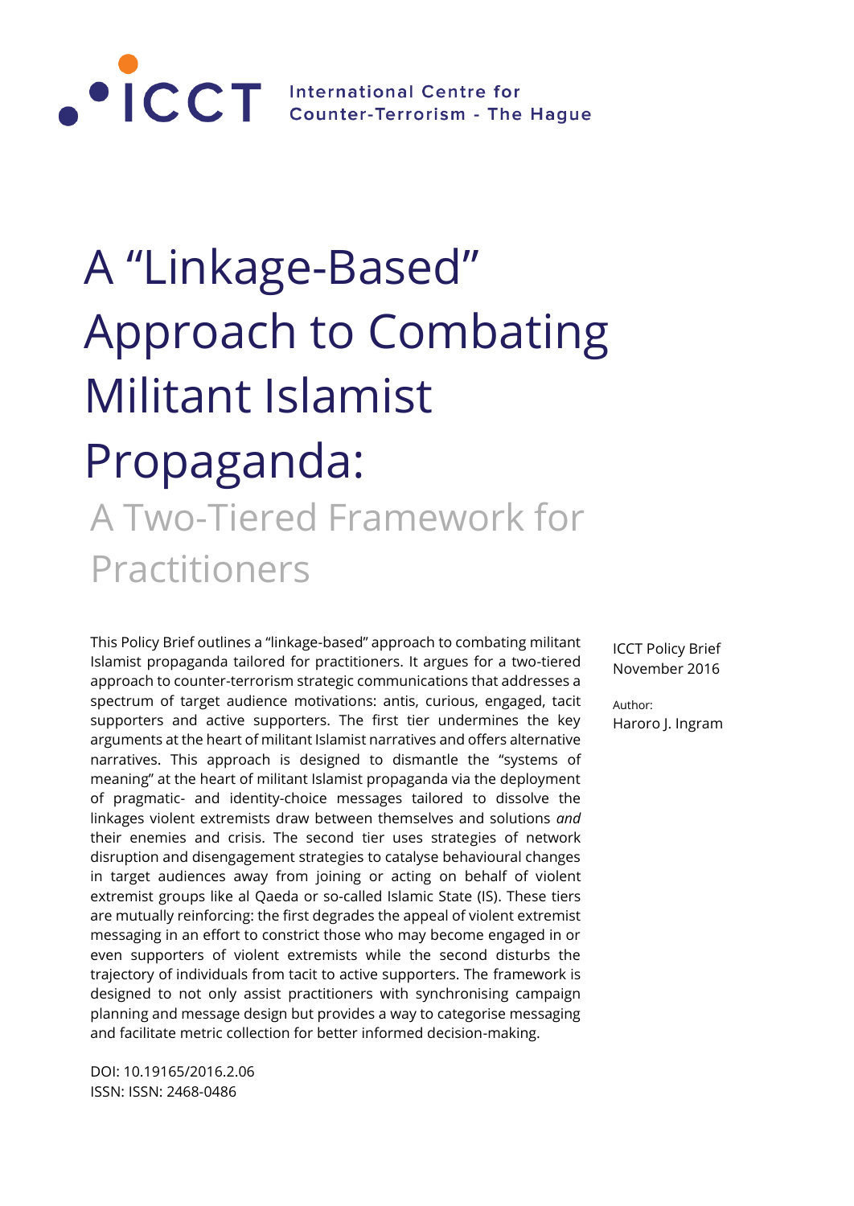ICCT International Centre for Counter-Terrorism - The Hague

# A "Linkage-Based" Approach to Combating Militant Islamist Propaganda:

## A Two-Tiered Framework for Practitioners

This Policy Brief outlines a "linkage-based" approach to combating militant Islamist propaganda tailored for practitioners. It argues for a two-tiered approach to counter-terrorism strategic communications that addresses a spectrum of target audience motivations: antis, curious, engaged, tacit supporters and active supporters. The first tier undermines the key arguments at the heart of militant Islamist narratives and offers alternative narratives. This approach is designed to dismantle the "systems of meaning" at the heart of militant Islamist propaganda via the deployment of pragmatic- and identity-choice messages tailored to dissolve the linkages violent extremists draw between themselves and solutions *and* their enemies and crisis. The second tier uses strategies of network disruption and disengagement strategies to catalyse behavioural changes in target audiences away from joining or acting on behalf of violent extremist groups like al Qaeda or so-called Islamic State (IS). These tiers are mutually reinforcing: the first degrades the appeal of violent extremist messaging in an effort to constrict those who may become engaged in or even supporters of violent extremists while the second disturbs the trajectory of individuals from tacit to active supporters. The framework is designed to not only assist practitioners with synchronising campaign planning and message design but provides a way to categorise messaging and facilitate metric collection for better informed decision-making.

ICCT Policy Brief
November 2016

Author:
Haroro J. Ingram

DOI: 10.19165/2016.2.06
ISSN: ISSN: 2468-0486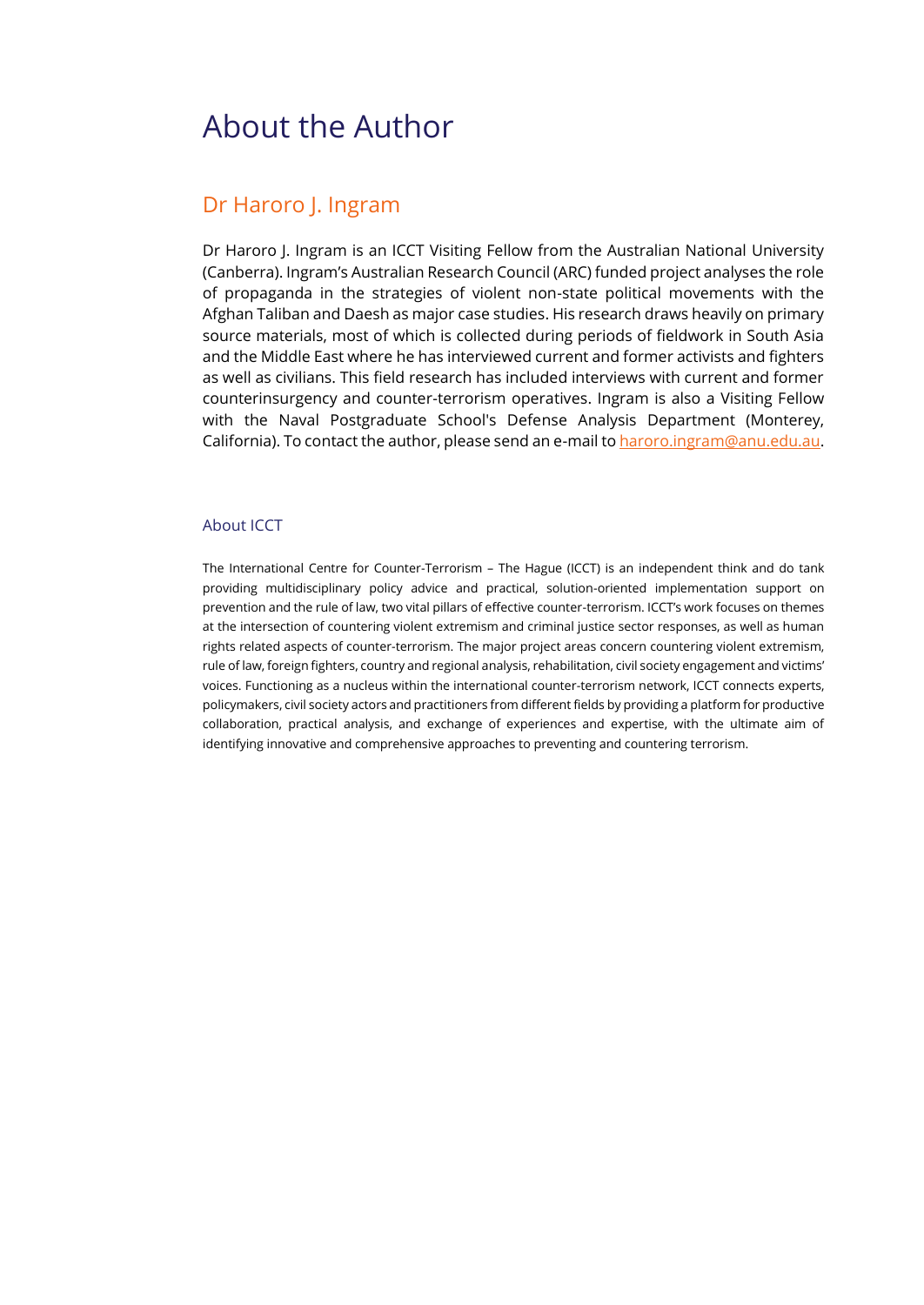# About the Author

## Dr Haroro J. Ingram

Dr Haroro J. Ingram is an ICCT Visiting Fellow from the Australian National University (Canberra). Ingram's Australian Research Council (ARC) funded project analyses the role of propaganda in the strategies of violent non-state political movements with the Afghan Taliban and Daesh as major case studies. His research draws heavily on primary source materials, most of which is collected during periods of fieldwork in South Asia and the Middle East where he has interviewed current and former activists and fighters as well as civilians. This field research has included interviews with current and former counterinsurgency and counter-terrorism operatives. Ingram is also a Visiting Fellow with the Naval Postgraduate School's Defense Analysis Department (Monterey, California). To contact the author, please send an e-mail to haroro.ingram@anu.edu.au.

### About ICCT

The International Centre for Counter-Terrorism – The Hague (ICCT) is an independent think and do tank providing multidisciplinary policy advice and practical, solution-oriented implementation support on prevention and the rule of law, two vital pillars of effective counter-terrorism. ICCT's work focuses on themes at the intersection of countering violent extremism and criminal justice sector responses, as well as human rights related aspects of counter-terrorism. The major project areas concern countering violent extremism, rule of law, foreign fighters, country and regional analysis, rehabilitation, civil society engagement and victims' voices. Functioning as a nucleus within the international counter-terrorism network, ICCT connects experts, policymakers, civil society actors and practitioners from different fields by providing a platform for productive collaboration, practical analysis, and exchange of experiences and expertise, with the ultimate aim of identifying innovative and comprehensive approaches to preventing and countering terrorism.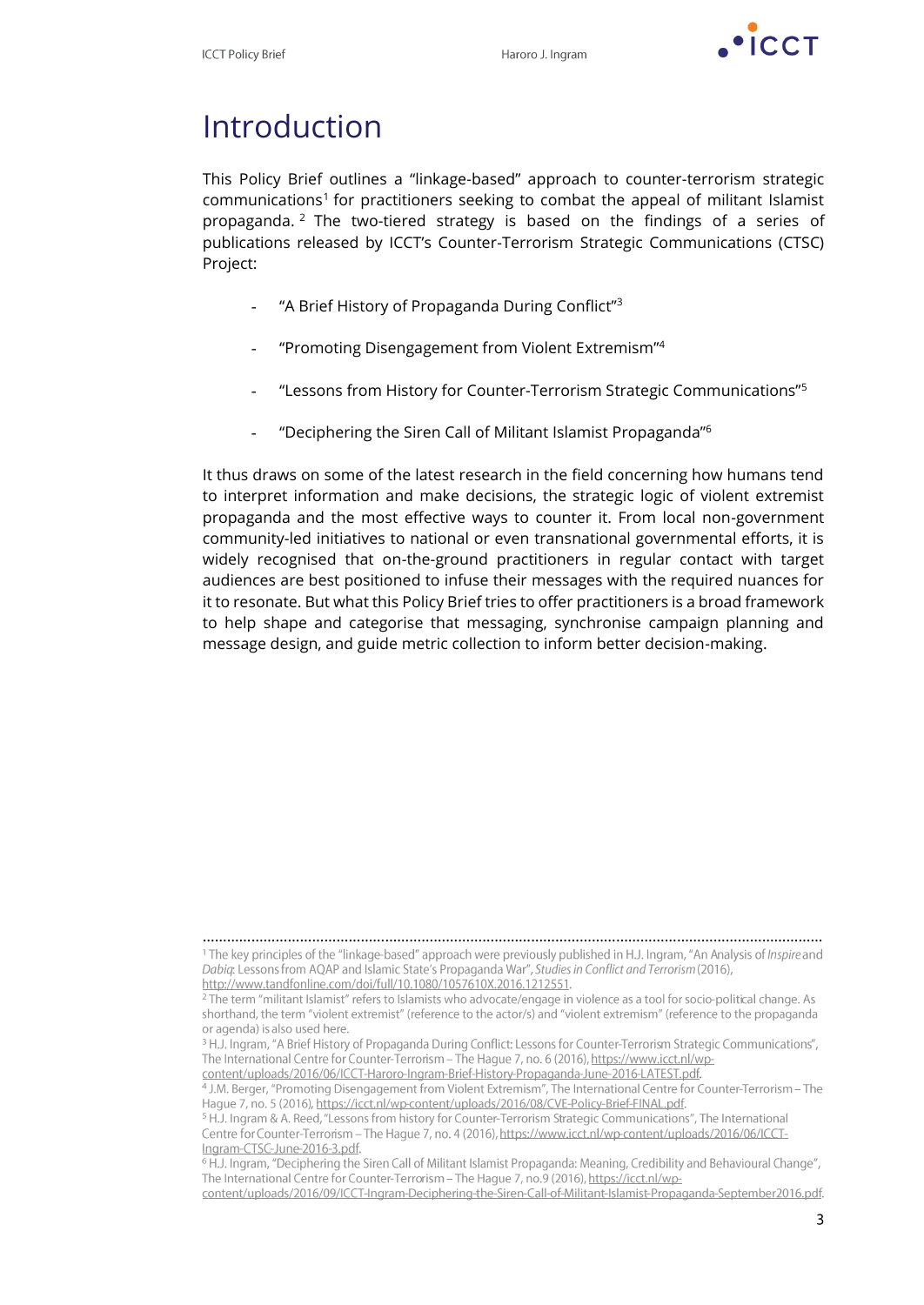# Introduction

This Policy Brief outlines a "linkage-based" approach to counter-terrorism strategic communications[1] for practitioners seeking to combat the appeal of militant Islamist propaganda.[2] The two-tiered strategy is based on the findings of a series of publications released by ICCT's Counter-Terrorism Strategic Communications (CTSC) Project:

- "A Brief History of Propaganda During Conflict"[3]
- "Promoting Disengagement from Violent Extremism"[4]
- "Lessons from History for Counter-Terrorism Strategic Communications"[5]
- "Deciphering the Siren Call of Militant Islamist Propaganda"[6]

It thus draws on some of the latest research in the field concerning how humans tend to interpret information and make decisions, the strategic logic of violent extremist propaganda and the most effective ways to counter it. From local non-government community-led initiatives to national or even transnational governmental efforts, it is widely recognised that on-the-ground practitioners in regular contact with target audiences are best positioned to infuse their messages with the required nuances for it to resonate. But what this Policy Brief tries to offer practitioners is a broad framework to help shape and categorise that messaging, synchronise campaign planning and message design, and guide metric collection to inform better decision-making.

---

[1] The key principles of the "linkage-based" approach were previously published in H.J. Ingram, "An Analysis of *Inspire* and *Dabiq*: Lessons from AQAP and Islamic State's Propaganda War", *Studies in Conflict and Terrorism* (2016), http://www.tandfonline.com/doi/full/10.1080/1057610X.2016.1212551.

[2] The term "militant Islamist" refers to Islamists who advocate/engage in violence as a tool for socio-political change. As shorthand, the term "violent extremist" (reference to the actor/s) and "violent extremism" (reference to the propaganda or agenda) is also used here.

[3] H.J. Ingram, "A Brief History of Propaganda During Conflict: Lessons for Counter-Terrorism Strategic Communications", The International Centre for Counter-Terrorism – The Hague 7, no. 6 (2016), https://www.icct.nl/wp-content/uploads/2016/06/ICCT-Haroro-Ingram-Brief-History-Propaganda-June-2016-LATEST.pdf.

[4] J.M. Berger, "Promoting Disengagement from Violent Extremism", The International Centre for Counter-Terrorism – The Hague 7, no. 5 (2016), https://icct.nl/wp-content/uploads/2016/08/CVE-Policy-Brief-FINAL.pdf.

[5] H.J. Ingram & A. Reed, "Lessons from history for Counter-Terrorism Strategic Communications", The International Centre for Counter-Terrorism – The Hague 7, no. 4 (2016), https://www.icct.nl/wp-content/uploads/2016/06/ICCT-Ingram-CTSC-June-2016-3.pdf.

[6] H.J. Ingram, "Deciphering the Siren Call of Militant Islamist Propaganda: Meaning, Credibility and Behavioural Change", The International Centre for Counter-Terrorism – The Hague 7, no.9 (2016), https://icct.nl/wp-content/uploads/2016/09/ICCT-Ingram-Deciphering-the-Siren-Call-of-Militant-Islamist-Propaganda-September2016.pdf.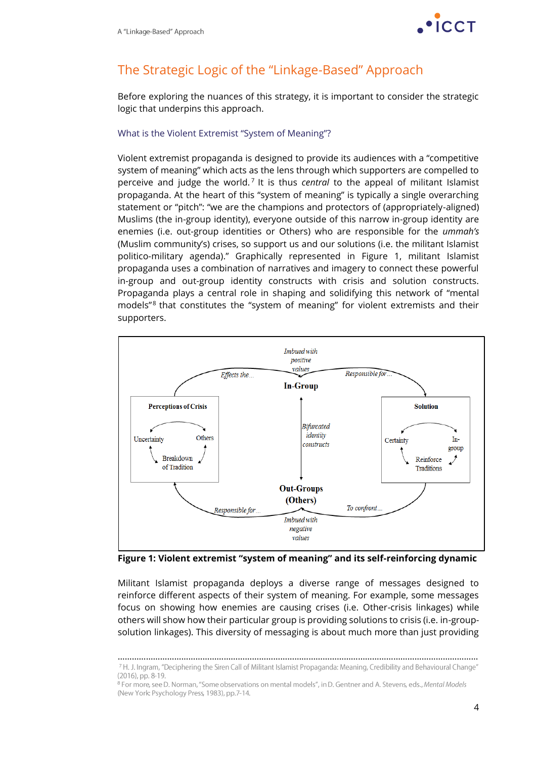## The Strategic Logic of the "Linkage-Based" Approach

Before exploring the nuances of this strategy, it is important to consider the strategic logic that underpins this approach.

### What is the Violent Extremist "System of Meaning"?

Violent extremist propaganda is designed to provide its audiences with a "competitive system of meaning" which acts as the lens through which supporters are compelled to perceive and judge the world.[7] It is thus *central* to the appeal of militant Islamist propaganda. At the heart of this "system of meaning" is typically a single overarching statement or "pitch": "we are the champions and protectors of (appropriately-aligned) Muslims (the in-group identity), everyone outside of this narrow in-group identity are enemies (i.e. out-group identities or Others) who are responsible for the *ummah's* (Muslim community's) crises, so support us and our solutions (i.e. the militant Islamist politico-military agenda)." Graphically represented in Figure 1, militant Islamist propaganda uses a combination of narratives and imagery to connect these powerful in-group and out-group identity constructs with crisis and solution constructs. Propaganda plays a central role in shaping and solidifying this network of "mental models"[8] that constitutes the "system of meaning" for violent extremists and their supporters.

**Figure 1: Violent extremist "system of meaning" and its self-reinforcing dynamic**

Militant Islamist propaganda deploys a diverse range of messages designed to reinforce different aspects of their system of meaning. For example, some messages focus on showing how enemies are causing crises (i.e. Other-crisis linkages) while others will show how their particular group is providing solutions to crisis (i.e. in-group-solution linkages). This diversity of messaging is about much more than just providing

---

[7] H. J. Ingram, "Deciphering the Siren Call of Militant Islamist Propaganda: Meaning, Credibility and Behavioural Change" (2016), pp. 8-19.

[8] For more, see D. Norman, "Some observations on mental models", in D. Gentner and A. Stevens, eds., *Mental Models* (New York: Psychology Press, 1983), pp.7-14.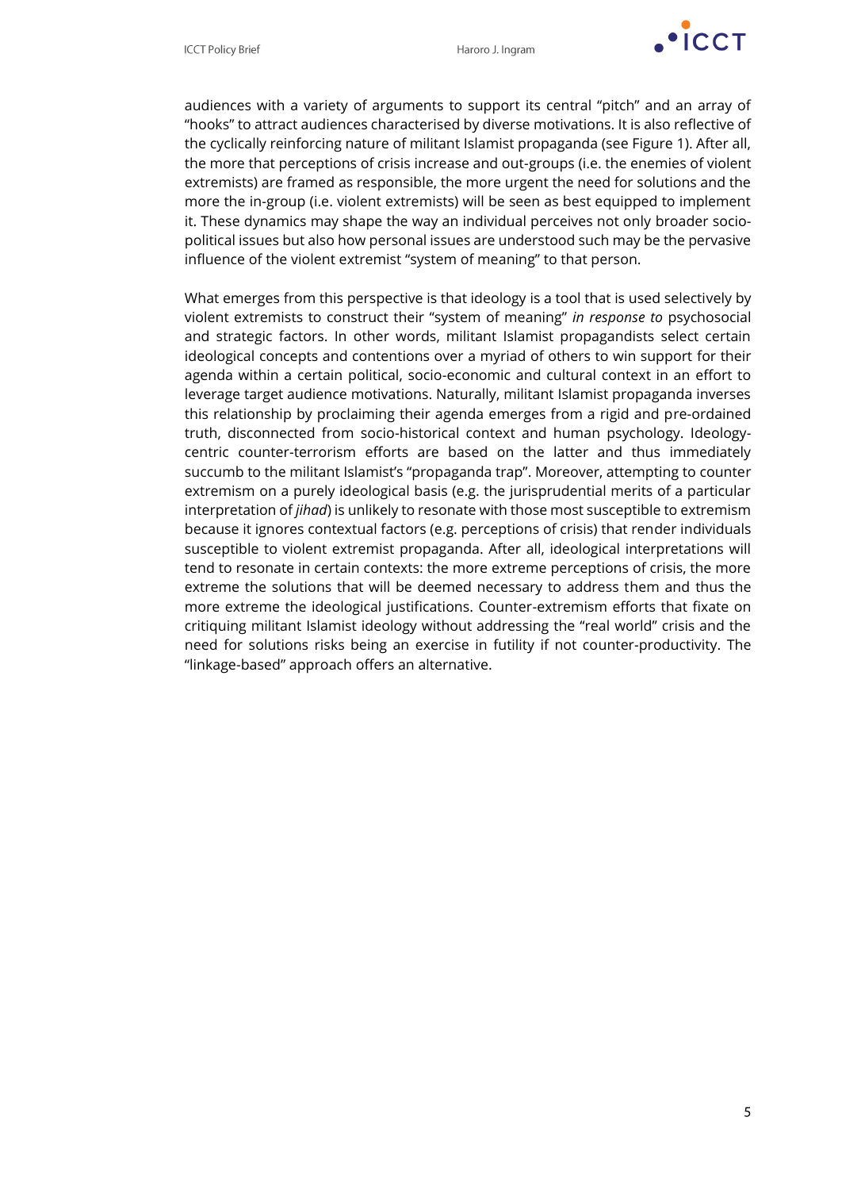audiences with a variety of arguments to support its central "pitch" and an array of "hooks" to attract audiences characterised by diverse motivations. It is also reflective of the cyclically reinforcing nature of militant Islamist propaganda (see Figure 1). After all, the more that perceptions of crisis increase and out-groups (i.e. the enemies of violent extremists) are framed as responsible, the more urgent the need for solutions and the more the in-group (i.e. violent extremists) will be seen as best equipped to implement it. These dynamics may shape the way an individual perceives not only broader socio-political issues but also how personal issues are understood such may be the pervasive influence of the violent extremist "system of meaning" to that person.

What emerges from this perspective is that ideology is a tool that is used selectively by violent extremists to construct their "system of meaning" *in response to* psychosocial and strategic factors. In other words, militant Islamist propagandists select certain ideological concepts and contentions over a myriad of others to win support for their agenda within a certain political, socio-economic and cultural context in an effort to leverage target audience motivations. Naturally, militant Islamist propaganda inverses this relationship by proclaiming their agenda emerges from a rigid and pre-ordained truth, disconnected from socio-historical context and human psychology. Ideology-centric counter-terrorism efforts are based on the latter and thus immediately succumb to the militant Islamist's "propaganda trap". Moreover, attempting to counter extremism on a purely ideological basis (e.g. the jurisprudential merits of a particular interpretation of *jihad*) is unlikely to resonate with those most susceptible to extremism because it ignores contextual factors (e.g. perceptions of crisis) that render individuals susceptible to violent extremist propaganda. After all, ideological interpretations will tend to resonate in certain contexts: the more extreme perceptions of crisis, the more extreme the solutions that will be deemed necessary to address them and thus the more extreme the ideological justifications. Counter-extremism efforts that fixate on critiquing militant Islamist ideology without addressing the "real world" crisis and the need for solutions risks being an exercise in futility if not counter-productivity. The "linkage-based" approach offers an alternative.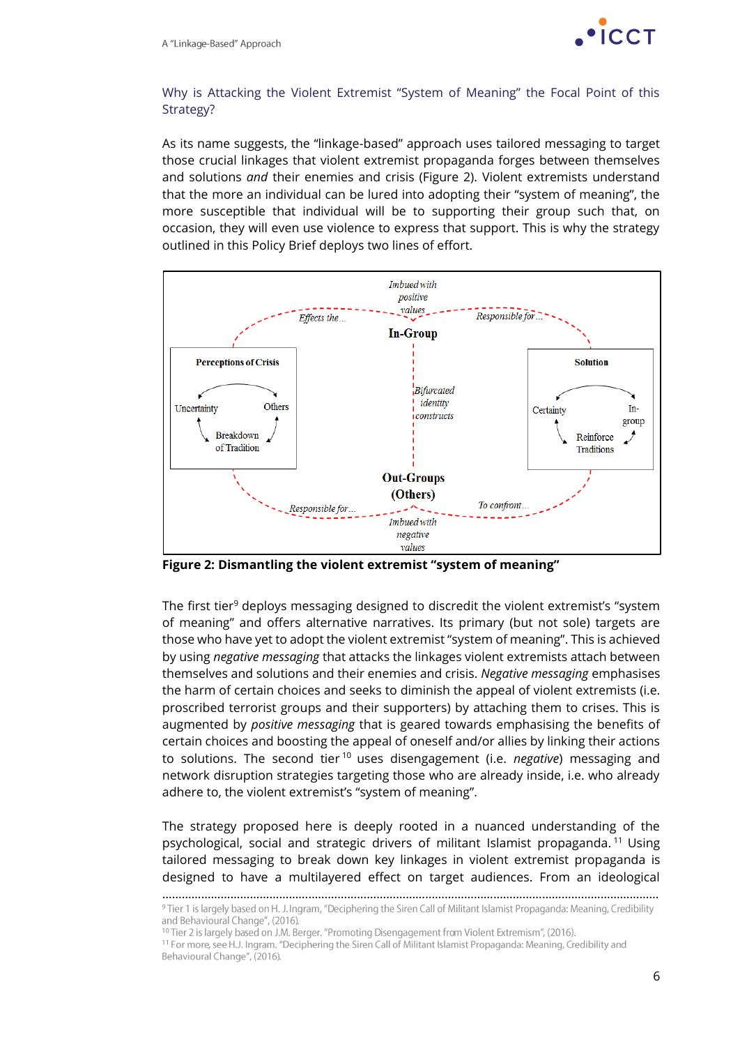## Why is Attacking the Violent Extremist "System of Meaning" the Focal Point of this Strategy?

As its name suggests, the "linkage-based" approach uses tailored messaging to target those crucial linkages that violent extremist propaganda forges between themselves and solutions *and* their enemies and crisis (Figure 2). Violent extremists understand that the more an individual can be lured into adopting their "system of meaning", the more susceptible that individual will be to supporting their group such that, on occasion, they will even use violence to express that support. This is why the strategy outlined in this Policy Brief deploys two lines of effort.

**Figure 2: Dismantling the violent extremist "system of meaning"**

The first tier[9] deploys messaging designed to discredit the violent extremist's "system of meaning" and offers alternative narratives. Its primary (but not sole) targets are those who have yet to adopt the violent extremist "system of meaning". This is achieved by using *negative messaging* that attacks the linkages violent extremists attach between themselves and solutions and their enemies and crisis. *Negative messaging* emphasises the harm of certain choices and seeks to diminish the appeal of violent extremists (i.e. proscribed terrorist groups and their supporters) by attaching them to crises. This is augmented by *positive messaging* that is geared towards emphasising the benefits of certain choices and boosting the appeal of oneself and/or allies by linking their actions to solutions. The second tier[10] uses disengagement (i.e. *negative*) messaging and network disruption strategies targeting those who are already inside, i.e. who already adhere to, the violent extremist's "system of meaning".

The strategy proposed here is deeply rooted in a nuanced understanding of the psychological, social and strategic drivers of militant Islamist propaganda.[11] Using tailored messaging to break down key linkages in violent extremist propaganda is designed to have a multilayered effect on target audiences. From an ideological

---

[9] Tier 1 is largely based on H. J. Ingram, "Deciphering the Siren Call of Militant Islamist Propaganda: Meaning, Credibility and Behavioural Change", (2016).

[10] Tier 2 is largely based on J.M. Berger. "Promoting Disengagement from Violent Extremism", (2016).

[11] For more, see H.J. Ingram. "Deciphering the Siren Call of Militant Islamist Propaganda: Meaning, Credibility and Behavioural Change", (2016).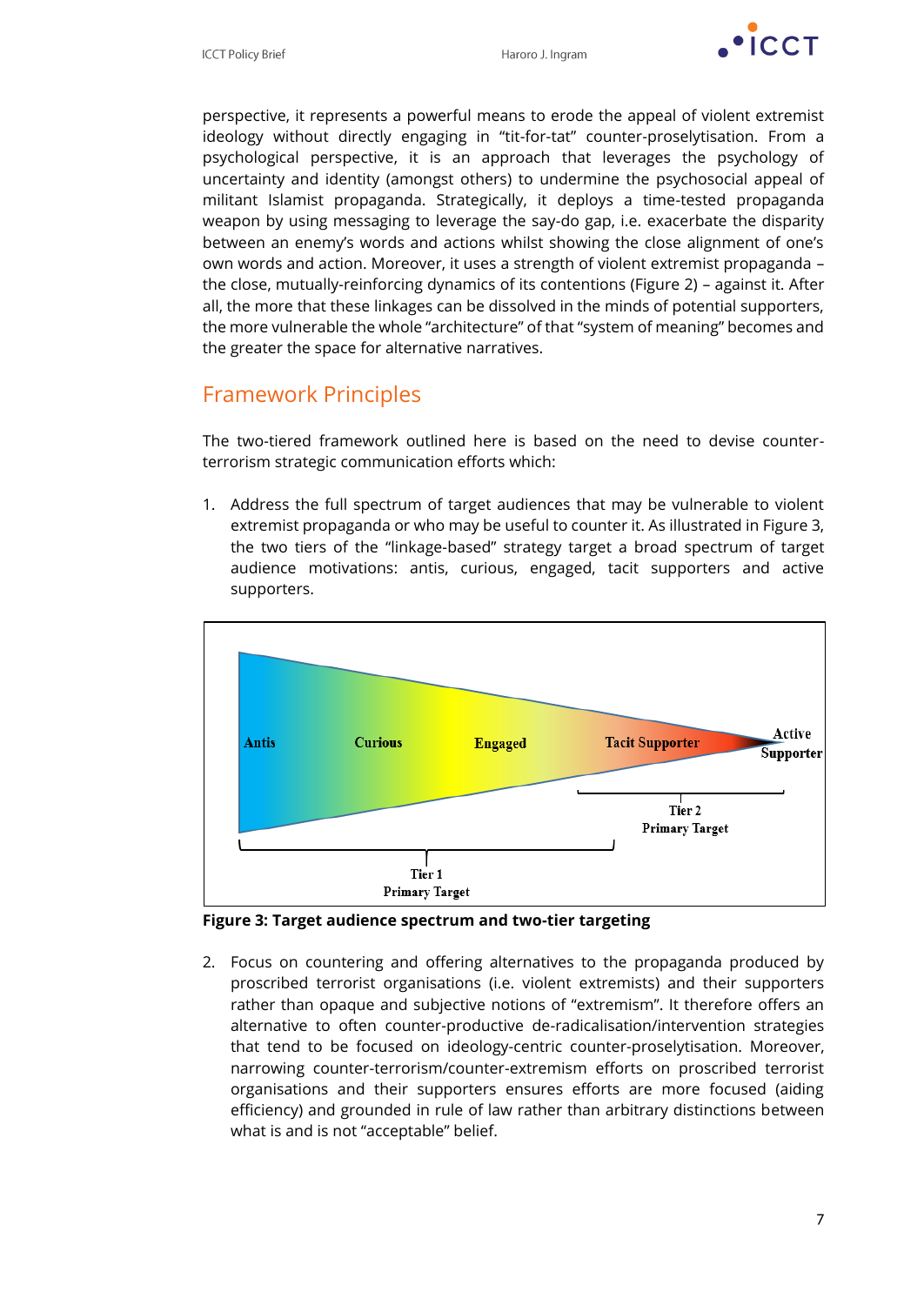perspective, it represents a powerful means to erode the appeal of violent extremist ideology without directly engaging in "tit-for-tat" counter-proselytisation. From a psychological perspective, it is an approach that leverages the psychology of uncertainty and identity (amongst others) to undermine the psychosocial appeal of militant Islamist propaganda. Strategically, it deploys a time-tested propaganda weapon by using messaging to leverage the say-do gap, i.e. exacerbate the disparity between an enemy's words and actions whilst showing the close alignment of one's own words and action. Moreover, it uses a strength of violent extremist propaganda – the close, mutually-reinforcing dynamics of its contentions (Figure 2) – against it. After all, the more that these linkages can be dissolved in the minds of potential supporters, the more vulnerable the whole "architecture" of that "system of meaning" becomes and the greater the space for alternative narratives.

## Framework Principles

The two-tiered framework outlined here is based on the need to devise counter-terrorism strategic communication efforts which:

1. Address the full spectrum of target audiences that may be vulnerable to violent extremist propaganda or who may be useful to counter it. As illustrated in Figure 3, the two tiers of the "linkage-based" strategy target a broad spectrum of target audience motivations: antis, curious, engaged, tacit supporters and active supporters.

Antis — Curious — Engaged — Tacit Supporter — Active Supporter

Tier 1 Primary Target: Antis, Curious, Engaged

Tier 2 Primary Target: Tacit Supporter, Active Supporter

**Figure 3: Target audience spectrum and two-tier targeting**

2. Focus on countering and offering alternatives to the propaganda produced by proscribed terrorist organisations (i.e. violent extremists) and their supporters rather than opaque and subjective notions of "extremism". It therefore offers an alternative to often counter-productive de-radicalisation/intervention strategies that tend to be focused on ideology-centric counter-proselytisation. Moreover, narrowing counter-terrorism/counter-extremism efforts on proscribed terrorist organisations and their supporters ensures efforts are more focused (aiding efficiency) and grounded in rule of law rather than arbitrary distinctions between what is and is not "acceptable" belief.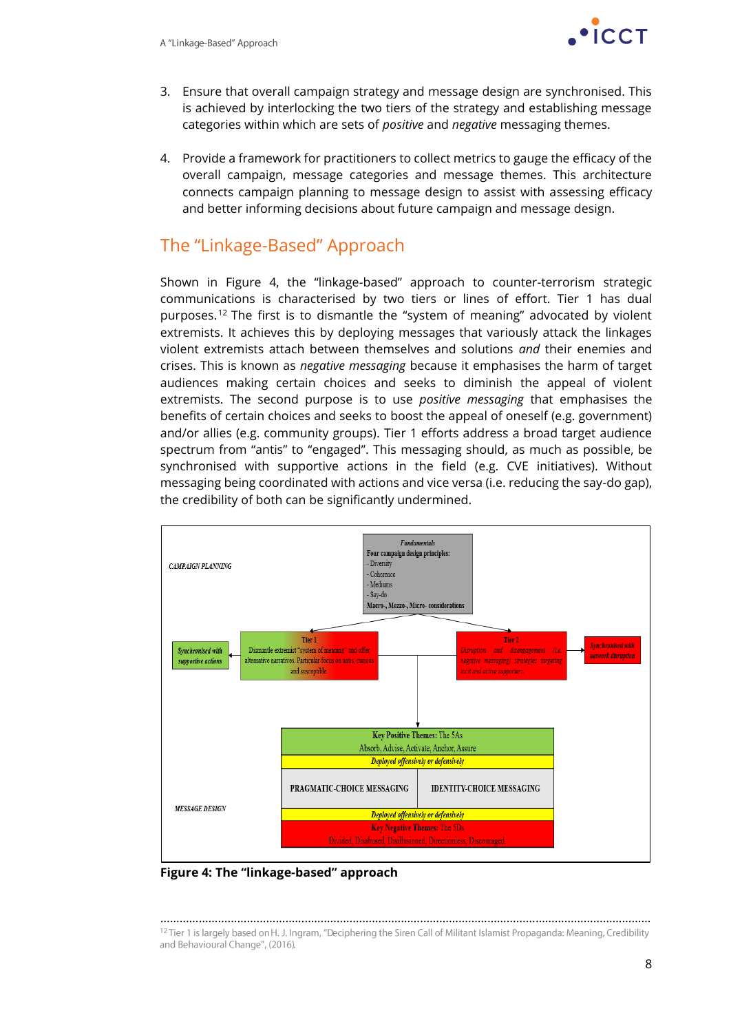3. Ensure that overall campaign strategy and message design are synchronised. This is achieved by interlocking the two tiers of the strategy and establishing message categories within which are sets of *positive* and *negative* messaging themes.

4. Provide a framework for practitioners to collect metrics to gauge the efficacy of the overall campaign, message categories and message themes. This architecture connects campaign planning to message design to assist with assessing efficacy and better informing decisions about future campaign and message design.

## The "Linkage-Based" Approach

Shown in Figure 4, the "linkage-based" approach to counter-terrorism strategic communications is characterised by two tiers or lines of effort. Tier 1 has dual purposes.[12] The first is to dismantle the "system of meaning" advocated by violent extremists. It achieves this by deploying messages that variously attack the linkages violent extremists attach between themselves and solutions *and* their enemies and crises. This is known as *negative messaging* because it emphasises the harm of target audiences making certain choices and seeks to diminish the appeal of violent extremists. The second purpose is to use *positive messaging* that emphasises the benefits of certain choices and seeks to boost the appeal of oneself (e.g. government) and/or allies (e.g. community groups). Tier 1 efforts address a broad target audience spectrum from "antis" to "engaged". This messaging should, as much as possible, be synchronised with supportive actions in the field (e.g. CVE initiatives). Without messaging being coordinated with actions and vice versa (i.e. reducing the say-do gap), the credibility of both can be significantly undermined.

*CAMPAIGN PLANNING*

*Fundamentals*
**Four campaign design principles:**
- Diversity
- Coherence
- Mediums
- Say-do

**Macro-, Mezzo-, Micro- considerations**

*Synchronised with supportive actions*

Tier 1
Dismantle extremist "system of meaning" and offer alternative narratives. Particular focus on antis, curious and susceptible.

Tier 2
*Disruption and disengagement (i.e. negative messaging) strategies targeting hard and active supporters.*

*Synchronised with network disruption*

*MESSAGE DESIGN*

**Key Positive Themes:** The 5As
Absorb, Advise, Activate, Anchor, Assure

*Deployed offensively or defensively*

PRAGMATIC-CHOICE MESSAGING | IDENTITY-CHOICE MESSAGING

*Deployed offensively or defensively*

**Key Negative Themes:** The 5Ds
Divided, Disabused, Disillusioned, Directionless, Discouraged.

**Figure 4: The "linkage-based" approach**

[12] Tier 1 is largely based on H. J. Ingram, "Deciphering the Siren Call of Militant Islamist Propaganda: Meaning, Credibility and Behavioural Change", (2016).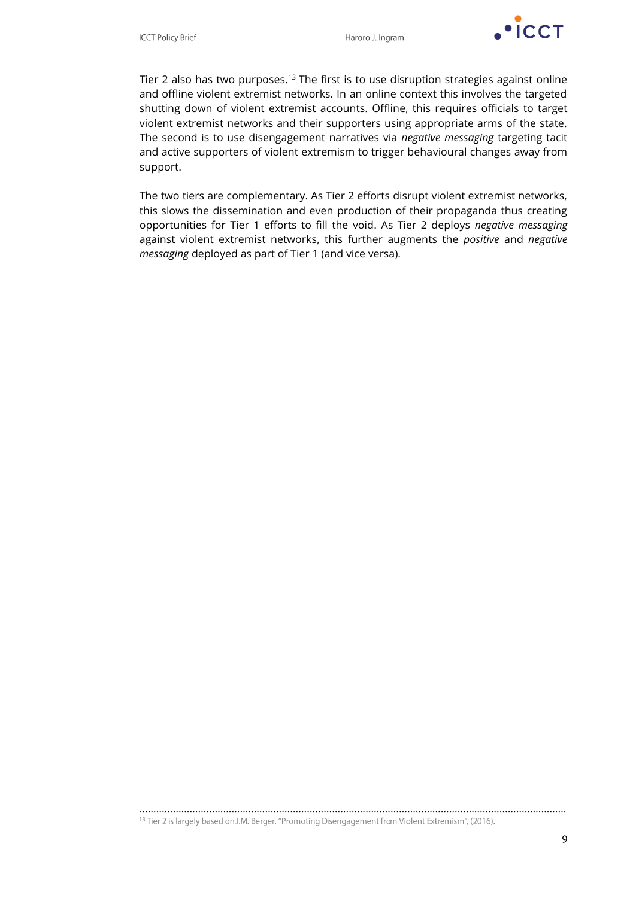Tier 2 also has two purposes.[13] The first is to use disruption strategies against online and offline violent extremist networks. In an online context this involves the targeted shutting down of violent extremist accounts. Offline, this requires officials to target violent extremist networks and their supporters using appropriate arms of the state. The second is to use disengagement narratives via *negative messaging* targeting tacit and active supporters of violent extremism to trigger behavioural changes away from support.

The two tiers are complementary. As Tier 2 efforts disrupt violent extremist networks, this slows the dissemination and even production of their propaganda thus creating opportunities for Tier 1 efforts to fill the void. As Tier 2 deploys *negative messaging* against violent extremist networks, this further augments the *positive* and *negative messaging* deployed as part of Tier 1 (and vice versa).

---

[13] Tier 2 is largely based on J.M. Berger. "Promoting Disengagement from Violent Extremism", (2016).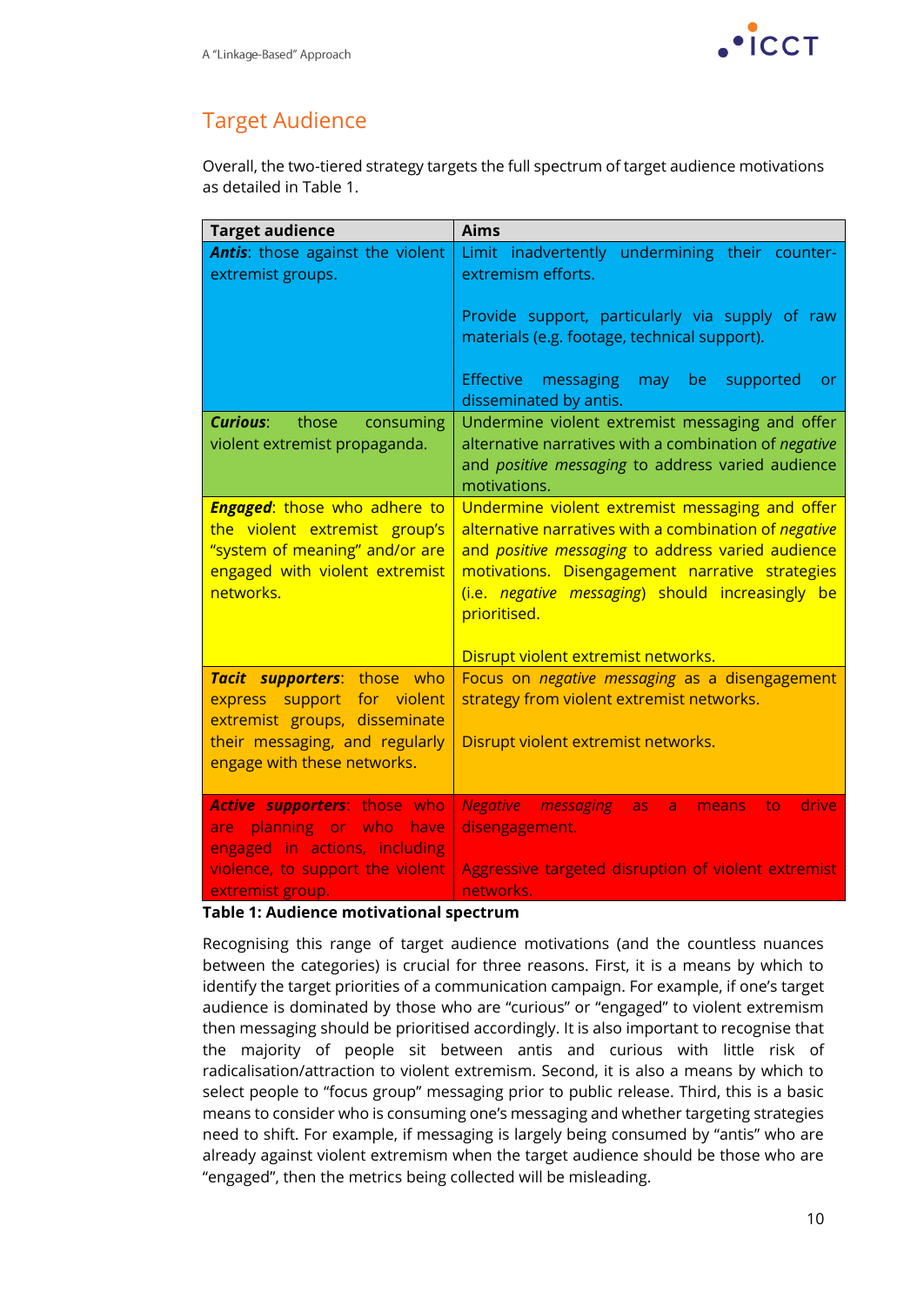## Target Audience

Overall, the two-tiered strategy targets the full spectrum of target audience motivations as detailed in Table 1.

| Target audience | Aims |
|---|---|
| ***Antis***: those against the violent extremist groups. | Limit inadvertently undermining their counter-extremism efforts.<br><br>Provide support, particularly via supply of raw materials (e.g. footage, technical support).<br><br>Effective messaging may be supported or disseminated by antis. |
| ***Curious***: those consuming violent extremist propaganda. | Undermine violent extremist messaging and offer alternative narratives with a combination of *negative* and *positive messaging* to address varied audience motivations. |
| ***Engaged***: those who adhere to the violent extremist group's "system of meaning" and/or are engaged with violent extremist networks. | Undermine violent extremist messaging and offer alternative narratives with a combination of *negative* and *positive messaging* to address varied audience motivations. Disengagement narrative strategies (i.e. *negative messaging*) should increasingly be prioritised.<br><br>Disrupt violent extremist networks. |
| ***Tacit supporters***: those who express support for violent extremist groups, disseminate their messaging, and regularly engage with these networks. | Focus on *negative messaging* as a disengagement strategy from violent extremist networks.<br><br>Disrupt violent extremist networks. |
| ***Active supporters***: those who are planning or who have engaged in actions, including violence, to support the violent extremist group. | *Negative messaging* as a means to drive disengagement.<br><br>Aggressive targeted disruption of violent extremist networks. |

**Table 1: Audience motivational spectrum**

Recognising this range of target audience motivations (and the countless nuances between the categories) is crucial for three reasons. First, it is a means by which to identify the target priorities of a communication campaign. For example, if one's target audience is dominated by those who are "curious" or "engaged" to violent extremism then messaging should be prioritised accordingly. It is also important to recognise that the majority of people sit between antis and curious with little risk of radicalisation/attraction to violent extremism. Second, it is also a means by which to select people to "focus group" messaging prior to public release. Third, this is a basic means to consider who is consuming one's messaging and whether targeting strategies need to shift. For example, if messaging is largely being consumed by "antis" who are already against violent extremism when the target audience should be those who are "engaged", then the metrics being collected will be misleading.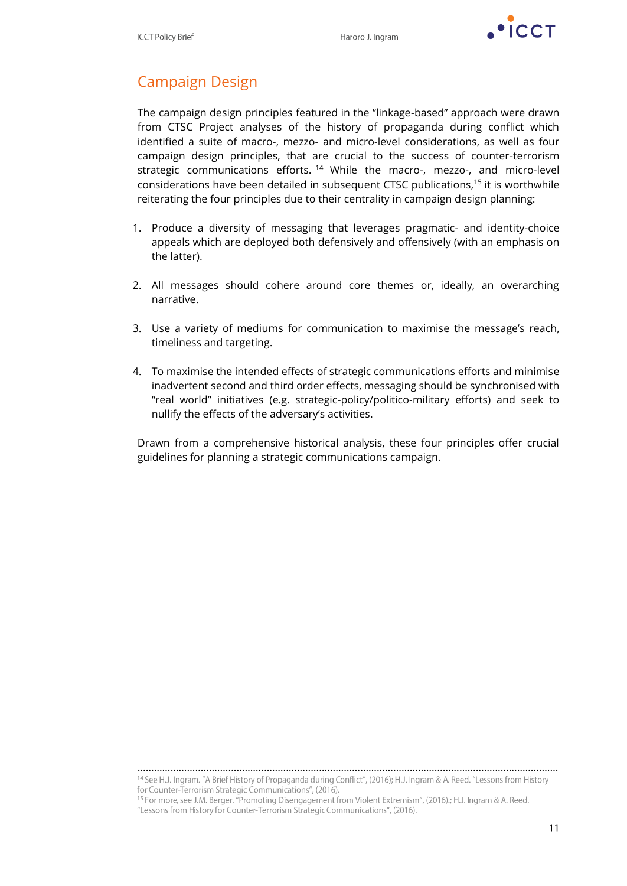## Campaign Design

The campaign design principles featured in the "linkage-based" approach were drawn from CTSC Project analyses of the history of propaganda during conflict which identified a suite of macro-, mezzo- and micro-level considerations, as well as four campaign design principles, that are crucial to the success of counter-terrorism strategic communications efforts. [14] While the macro-, mezzo-, and micro-level considerations have been detailed in subsequent CTSC publications,[15] it is worthwhile reiterating the four principles due to their centrality in campaign design planning:

1. Produce a diversity of messaging that leverages pragmatic- and identity-choice appeals which are deployed both defensively and offensively (with an emphasis on the latter).

2. All messages should cohere around core themes or, ideally, an overarching narrative.

3. Use a variety of mediums for communication to maximise the message's reach, timeliness and targeting.

4. To maximise the intended effects of strategic communications efforts and minimise inadvertent second and third order effects, messaging should be synchronised with "real world" initiatives (e.g. strategic-policy/politico-military efforts) and seek to nullify the effects of the adversary's activities.

Drawn from a comprehensive historical analysis, these four principles offer crucial guidelines for planning a strategic communications campaign.

---

[14] See H.J. Ingram. "A Brief History of Propaganda during Conflict", (2016); H.J. Ingram & A. Reed. "Lessons from History for Counter-Terrorism Strategic Communications", (2016).

[15] For more, see J.M. Berger. "Promoting Disengagement from Violent Extremism", (2016).; H.J. Ingram & A. Reed. "Lessons from History for Counter-Terrorism Strategic Communications", (2016).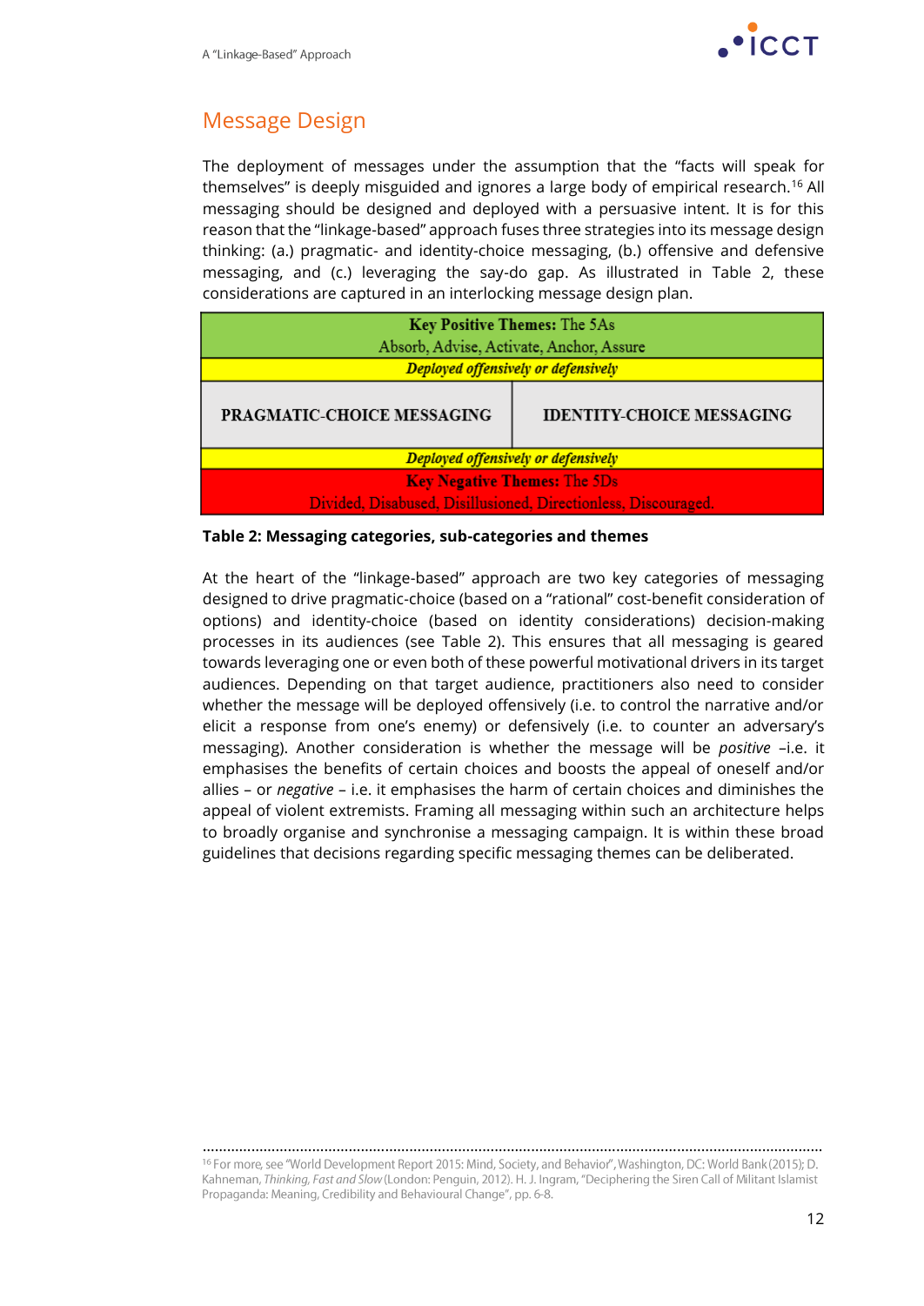## Message Design

The deployment of messages under the assumption that the "facts will speak for themselves" is deeply misguided and ignores a large body of empirical research.[16] All messaging should be designed and deployed with a persuasive intent. It is for this reason that the "linkage-based" approach fuses three strategies into its message design thinking: (a.) pragmatic- and identity-choice messaging, (b.) offensive and defensive messaging, and (c.) leveraging the say-do gap. As illustrated in Table 2, these considerations are captured in an interlocking message design plan.

| **Key Positive Themes:** The 5As<br>Absorb, Advise, Activate, Anchor, Assure | |
|---|---|
| ***Deployed offensively or defensively*** | |
| **PRAGMATIC-CHOICE MESSAGING** | **IDENTITY-CHOICE MESSAGING** |
| ***Deployed offensively or defensively*** | |
| **Key Negative Themes:** The 5Ds<br>Divided, Disabused, Disillusioned, Directionless, Discouraged | |

**Table 2: Messaging categories, sub-categories and themes**

At the heart of the "linkage-based" approach are two key categories of messaging designed to drive pragmatic-choice (based on a "rational" cost-benefit consideration of options) and identity-choice (based on identity considerations) decision-making processes in its audiences (see Table 2). This ensures that all messaging is geared towards leveraging one or even both of these powerful motivational drivers in its target audiences. Depending on that target audience, practitioners also need to consider whether the message will be deployed offensively (i.e. to control the narrative and/or elicit a response from one's enemy) or defensively (i.e. to counter an adversary's messaging). Another consideration is whether the message will be *positive* –i.e. it emphasises the benefits of certain choices and boosts the appeal of oneself and/or allies – or *negative* – i.e. it emphasises the harm of certain choices and diminishes the appeal of violent extremists. Framing all messaging within such an architecture helps to broadly organise and synchronise a messaging campaign. It is within these broad guidelines that decisions regarding specific messaging themes can be deliberated.

[16] For more, see "World Development Report 2015: Mind, Society, and Behavior", Washington, DC: World Bank (2015); D. Kahneman, *Thinking, Fast and Slow* (London: Penguin, 2012). H. J. Ingram, "Deciphering the Siren Call of Militant Islamist Propaganda: Meaning, Credibility and Behavioural Change", pp. 6-8.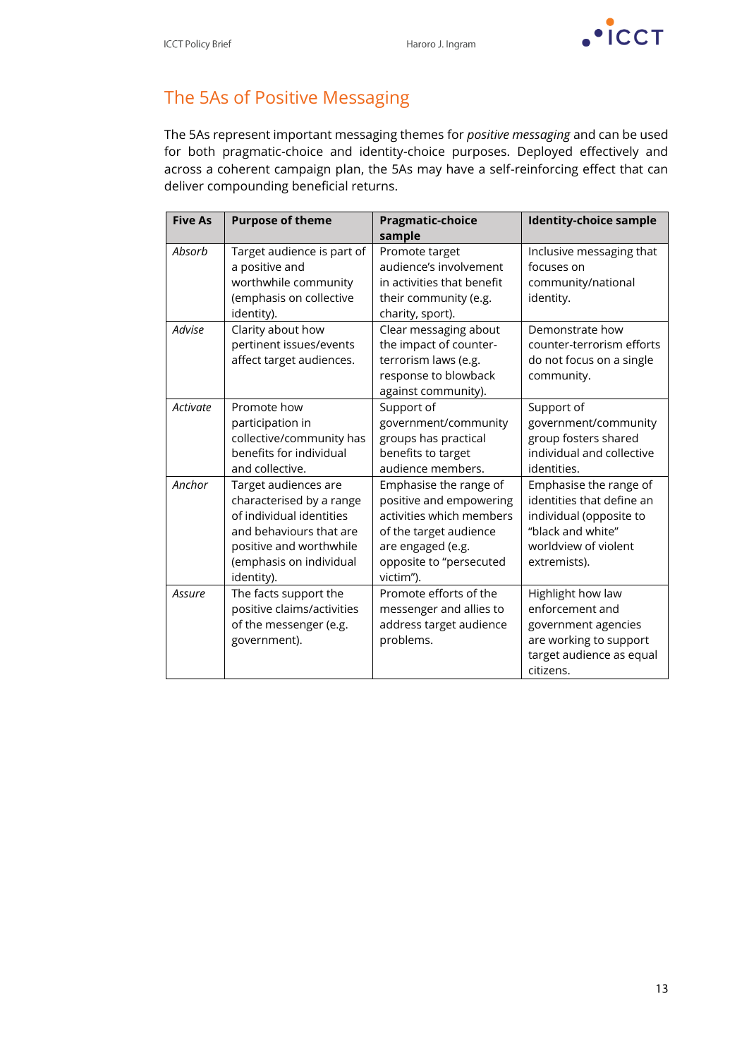## The 5As of Positive Messaging

The 5As represent important messaging themes for *positive messaging* and can be used for both pragmatic-choice and identity-choice purposes. Deployed effectively and across a coherent campaign plan, the 5As may have a self-reinforcing effect that can deliver compounding beneficial returns.

| Five As | Purpose of theme | Pragmatic-choice sample | Identity-choice sample |
|---|---|---|---|
| *Absorb* | Target audience is part of a positive and worthwhile community (emphasis on collective identity). | Promote target audience's involvement in activities that benefit their community (e.g. charity, sport). | Inclusive messaging that focuses on community/national identity. |
| *Advise* | Clarity about how pertinent issues/events affect target audiences. | Clear messaging about the impact of counter-terrorism laws (e.g. response to blowback against community). | Demonstrate how counter-terrorism efforts do not focus on a single community. |
| *Activate* | Promote how participation in collective/community has benefits for individual and collective. | Support of government/community groups has practical benefits to target audience members. | Support of government/community group fosters shared individual and collective identities. |
| *Anchor* | Target audiences are characterised by a range of individual identities and behaviours that are positive and worthwhile (emphasis on individual identity). | Emphasise the range of positive and empowering activities which members of the target audience are engaged (e.g. opposite to "persecuted victim"). | Emphasise the range of identities that define an individual (opposite to "black and white" worldview of violent extremists). |
| *Assure* | The facts support the positive claims/activities of the messenger (e.g. government). | Promote efforts of the messenger and allies to address target audience problems. | Highlight how law enforcement and government agencies are working to support target audience as equal citizens. |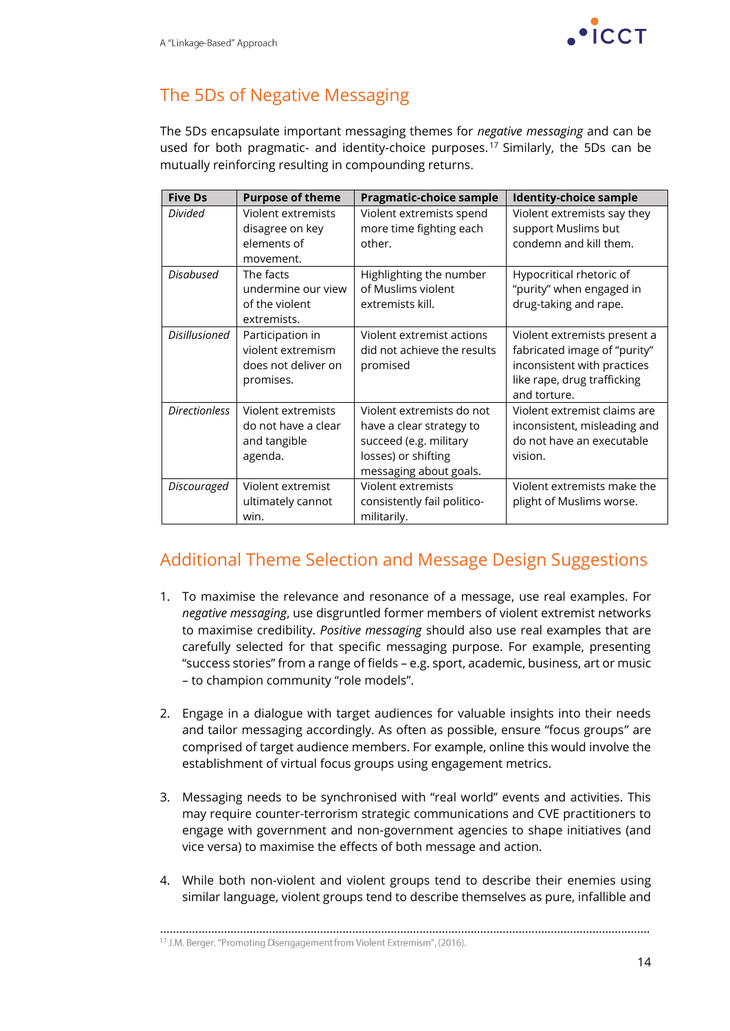## The 5Ds of Negative Messaging

The 5Ds encapsulate important messaging themes for *negative messaging* and can be used for both pragmatic- and identity-choice purposes.[17] Similarly, the 5Ds can be mutually reinforcing resulting in compounding returns.

| Five Ds | Purpose of theme | Pragmatic-choice sample | Identity-choice sample |
|---|---|---|---|
| *Divided* | Violent extremists disagree on key elements of movement. | Violent extremists spend more time fighting each other. | Violent extremists say they support Muslims but condemn and kill them. |
| *Disabused* | The facts undermine our view of the violent extremists. | Highlighting the number of Muslims violent extremists kill. | Hypocritical rhetoric of "purity" when engaged in drug-taking and rape. |
| *Disillusioned* | Participation in violent extremism does not deliver on promises. | Violent extremist actions did not achieve the results promised | Violent extremists present a fabricated image of "purity" inconsistent with practices like rape, drug trafficking and torture. |
| *Directionless* | Violent extremists do not have a clear and tangible agenda. | Violent extremists do not have a clear strategy to succeed (e.g. military losses) or shifting messaging about goals. | Violent extremist claims are inconsistent, misleading and do not have an executable vision. |
| *Discouraged* | Violent extremist ultimately cannot win. | Violent extremists consistently fail politico-militarily. | Violent extremists make the plight of Muslims worse. |

## Additional Theme Selection and Message Design Suggestions

1. To maximise the relevance and resonance of a message, use real examples. For *negative messaging*, use disgruntled former members of violent extremist networks to maximise credibility. *Positive messaging* should also use real examples that are carefully selected for that specific messaging purpose. For example, presenting "success stories" from a range of fields – e.g. sport, academic, business, art or music – to champion community "role models".

2. Engage in a dialogue with target audiences for valuable insights into their needs and tailor messaging accordingly. As often as possible, ensure "focus groups" are comprised of target audience members. For example, online this would involve the establishment of virtual focus groups using engagement metrics.

3. Messaging needs to be synchronised with "real world" events and activities. This may require counter-terrorism strategic communications and CVE practitioners to engage with government and non-government agencies to shape initiatives (and vice versa) to maximise the effects of both message and action.

4. While both non-violent and violent groups tend to describe their enemies using similar language, violent groups tend to describe themselves as pure, infallible and

[17] J.M. Berger. "Promoting Disengagement from Violent Extremism", (2016).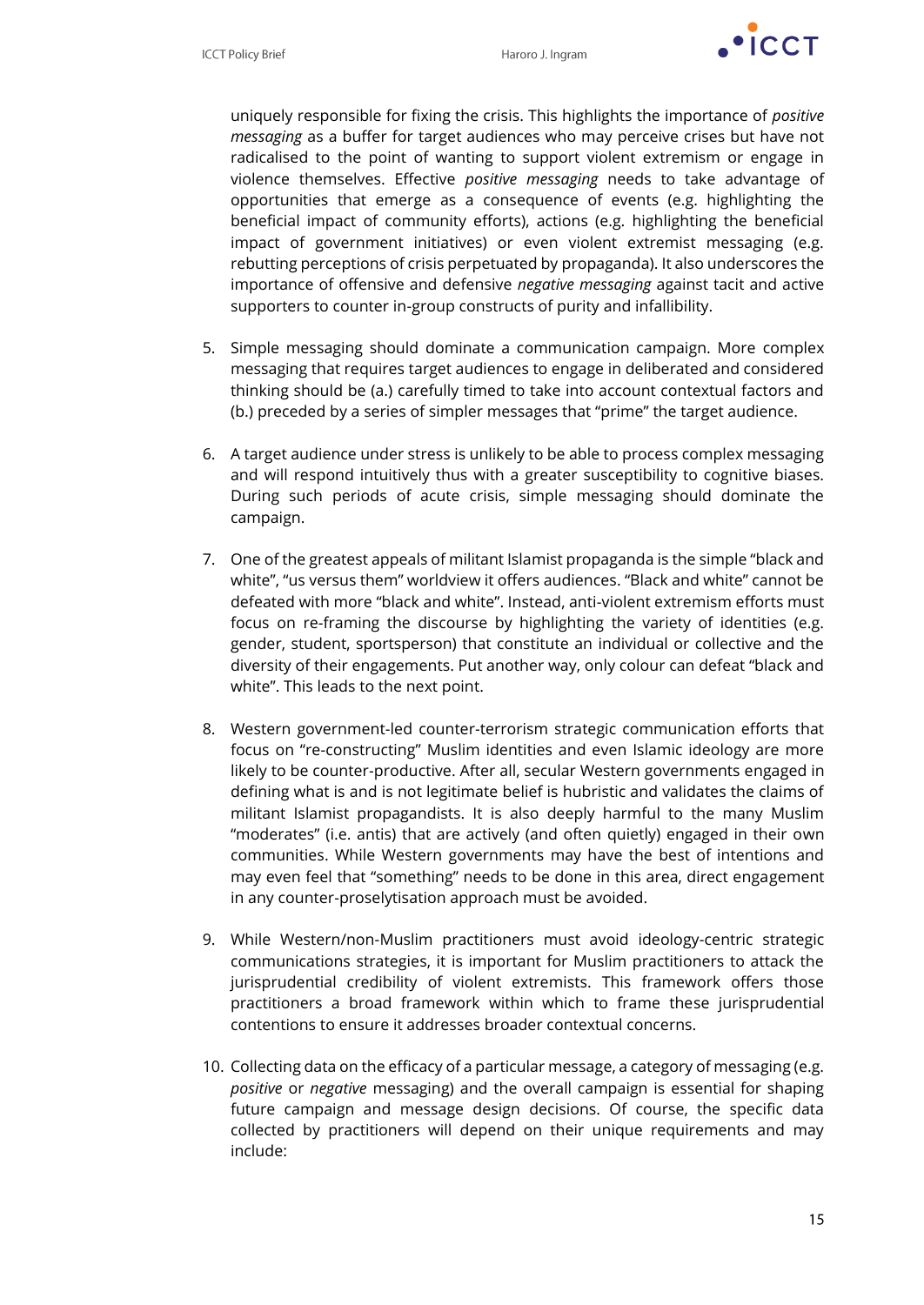uniquely responsible for fixing the crisis. This highlights the importance of *positive messaging* as a buffer for target audiences who may perceive crises but have not radicalised to the point of wanting to support violent extremism or engage in violence themselves. Effective *positive messaging* needs to take advantage of opportunities that emerge as a consequence of events (e.g. highlighting the beneficial impact of community efforts), actions (e.g. highlighting the beneficial impact of government initiatives) or even violent extremist messaging (e.g. rebutting perceptions of crisis perpetuated by propaganda). It also underscores the importance of offensive and defensive *negative messaging* against tacit and active supporters to counter in-group constructs of purity and infallibility.

5. Simple messaging should dominate a communication campaign. More complex messaging that requires target audiences to engage in deliberated and considered thinking should be (a.) carefully timed to take into account contextual factors and (b.) preceded by a series of simpler messages that "prime" the target audience.

6. A target audience under stress is unlikely to be able to process complex messaging and will respond intuitively thus with a greater susceptibility to cognitive biases. During such periods of acute crisis, simple messaging should dominate the campaign.

7. One of the greatest appeals of militant Islamist propaganda is the simple "black and white", "us versus them" worldview it offers audiences. "Black and white" cannot be defeated with more "black and white". Instead, anti-violent extremism efforts must focus on re-framing the discourse by highlighting the variety of identities (e.g. gender, student, sportsperson) that constitute an individual or collective and the diversity of their engagements. Put another way, only colour can defeat "black and white". This leads to the next point.

8. Western government-led counter-terrorism strategic communication efforts that focus on "re-constructing" Muslim identities and even Islamic ideology are more likely to be counter-productive. After all, secular Western governments engaged in defining what is and is not legitimate belief is hubristic and validates the claims of militant Islamist propagandists. It is also deeply harmful to the many Muslim "moderates" (i.e. antis) that are actively (and often quietly) engaged in their own communities. While Western governments may have the best of intentions and may even feel that "something" needs to be done in this area, direct engagement in any counter-proselytisation approach must be avoided.

9. While Western/non-Muslim practitioners must avoid ideology-centric strategic communications strategies, it is important for Muslim practitioners to attack the jurisprudential credibility of violent extremists. This framework offers those practitioners a broad framework within which to frame these jurisprudential contentions to ensure it addresses broader contextual concerns.

10. Collecting data on the efficacy of a particular message, a category of messaging (e.g. *positive* or *negative* messaging) and the overall campaign is essential for shaping future campaign and message design decisions. Of course, the specific data collected by practitioners will depend on their unique requirements and may include: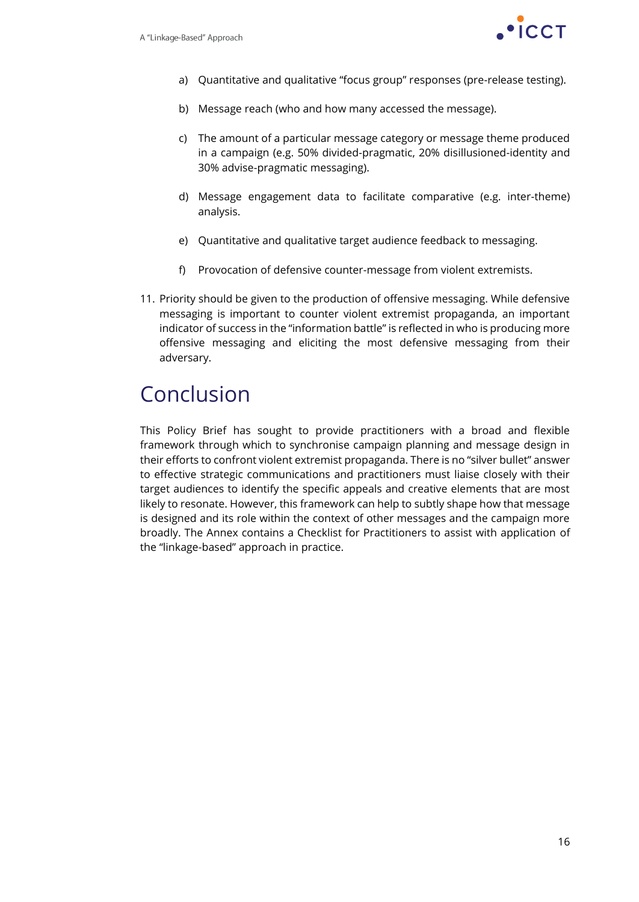a) Quantitative and qualitative "focus group" responses (pre-release testing).

b) Message reach (who and how many accessed the message).

c) The amount of a particular message category or message theme produced in a campaign (e.g. 50% divided-pragmatic, 20% disillusioned-identity and 30% advise-pragmatic messaging).

d) Message engagement data to facilitate comparative (e.g. inter-theme) analysis.

e) Quantitative and qualitative target audience feedback to messaging.

f) Provocation of defensive counter-message from violent extremists.

11. Priority should be given to the production of offensive messaging. While defensive messaging is important to counter violent extremist propaganda, an important indicator of success in the "information battle" is reflected in who is producing more offensive messaging and eliciting the most defensive messaging from their adversary.

# Conclusion

This Policy Brief has sought to provide practitioners with a broad and flexible framework through which to synchronise campaign planning and message design in their efforts to confront violent extremist propaganda. There is no "silver bullet" answer to effective strategic communications and practitioners must liaise closely with their target audiences to identify the specific appeals and creative elements that are most likely to resonate. However, this framework can help to subtly shape how that message is designed and its role within the context of other messages and the campaign more broadly. The Annex contains a Checklist for Practitioners to assist with application of the "linkage-based" approach in practice.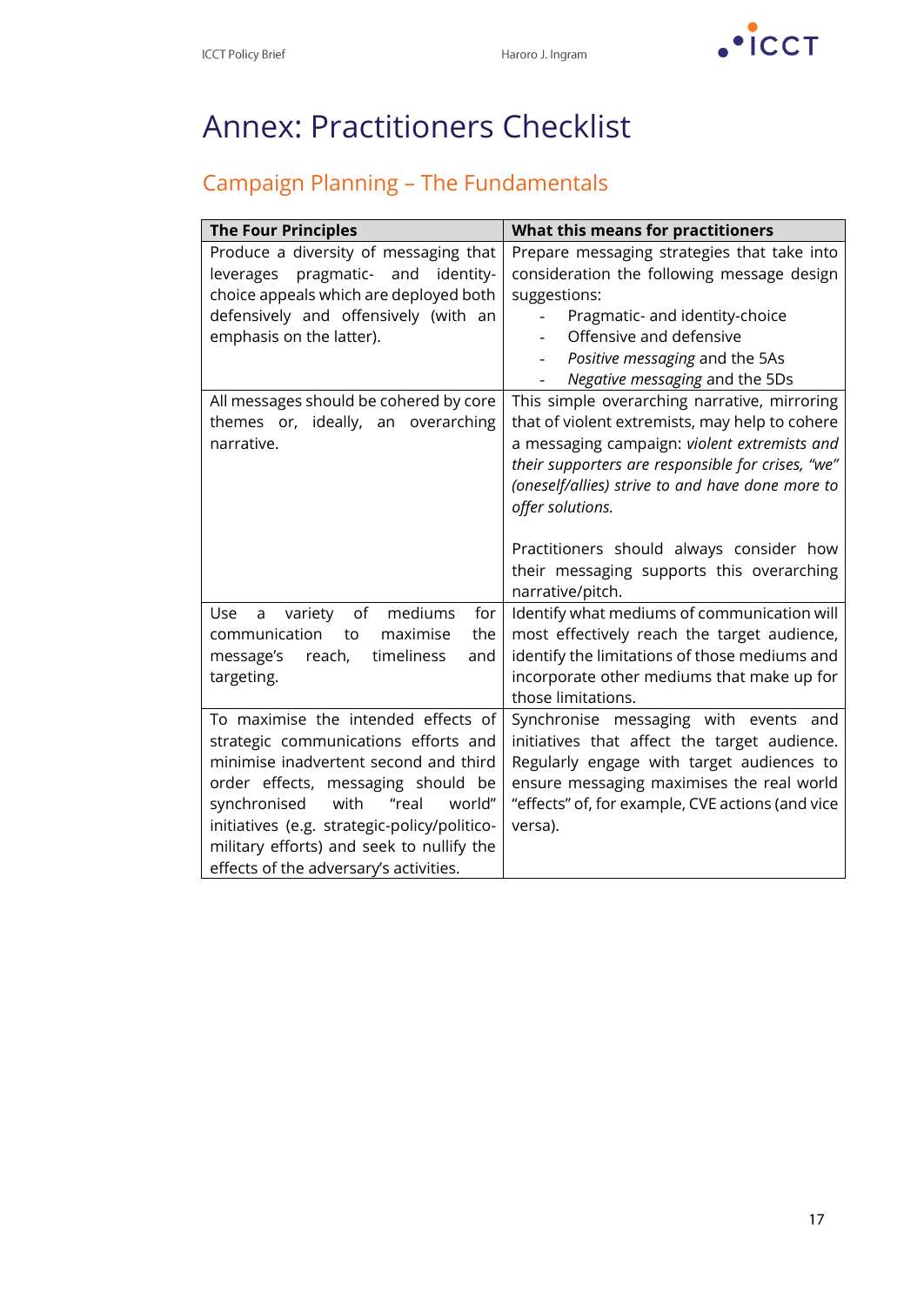# Annex: Practitioners Checklist

## Campaign Planning – The Fundamentals

| The Four Principles | What this means for practitioners |
|---|---|
| Produce a diversity of messaging that leverages pragmatic- and identity-choice appeals which are deployed both defensively and offensively (with an emphasis on the latter). | Prepare messaging strategies that take into consideration the following message design suggestions:<br>- Pragmatic- and identity-choice<br>- Offensive and defensive<br>- *Positive messaging* and the 5As<br>- *Negative messaging* and the 5Ds |
| All messages should be cohered by core themes or, ideally, an overarching narrative. | This simple overarching narrative, mirroring that of violent extremists, may help to cohere a messaging campaign: *violent extremists and their supporters are responsible for crises, "we" (oneself/allies) strive to and have done more to offer solutions.*<br><br>Practitioners should always consider how their messaging supports this overarching narrative/pitch. |
| Use a variety of mediums for communication to maximise the message's reach, timeliness and targeting. | Identify what mediums of communication will most effectively reach the target audience, identify the limitations of those mediums and incorporate other mediums that make up for those limitations. |
| To maximise the intended effects of strategic communications efforts and minimise inadvertent second and third order effects, messaging should be synchronised with "real world" initiatives (e.g. strategic-policy/politico-military efforts) and seek to nullify the effects of the adversary's activities. | Synchronise messaging with events and initiatives that affect the target audience. Regularly engage with target audiences to ensure messaging maximises the real world "effects" of, for example, CVE actions (and vice versa). |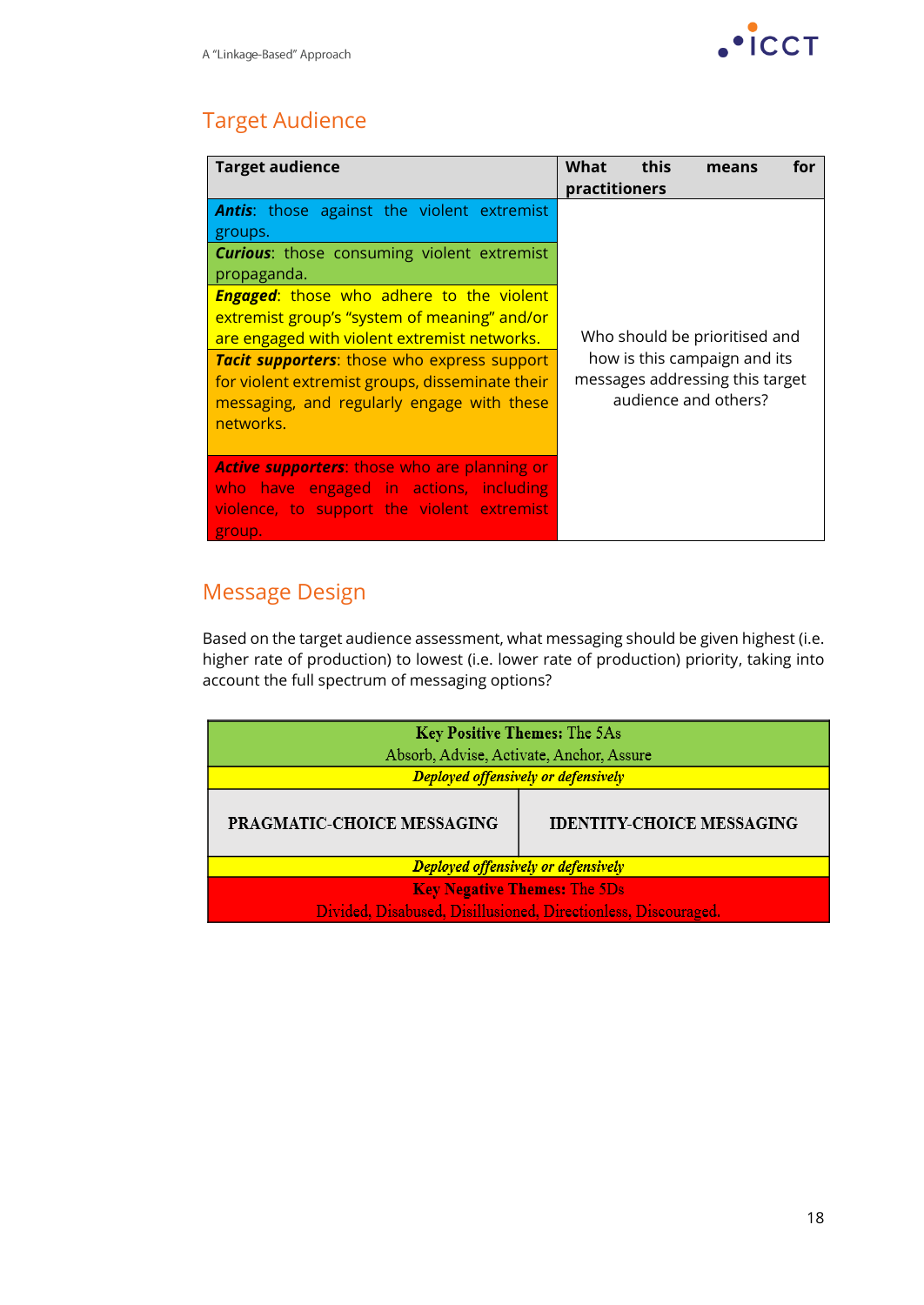## Target Audience

| Target audience | What this means for practitioners |
|---|---|
| ***Antis***: those against the violent extremist groups. | Who should be prioritised and how is this campaign and its messages addressing this target audience and others? |
| ***Curious***: those consuming violent extremist propaganda. | |
| ***Engaged***: those who adhere to the violent extremist group's "system of meaning" and/or are engaged with violent extremist networks. | |
| ***Tacit supporters***: those who express support for violent extremist groups, disseminate their messaging, and regularly engage with these networks. | |
| ***Active supporters***: those who are planning or who have engaged in actions, including violence, to support the violent extremist group. | |

## Message Design

Based on the target audience assessment, what messaging should be given highest (i.e. higher rate of production) to lowest (i.e. lower rate of production) priority, taking into account the full spectrum of messaging options?

| **Key Positive Themes:** The 5As<br>Absorb, Advise, Activate, Anchor, Assure | |
|---|---|
| ***Deployed offensively or defensively*** | |
| **PRAGMATIC-CHOICE MESSAGING** | **IDENTITY-CHOICE MESSAGING** |
| ***Deployed offensively or defensively*** | |
| **Key Negative Themes:** The 5Ds<br>Divided, Disabused, Disillusioned, Directionless, Discouraged. | |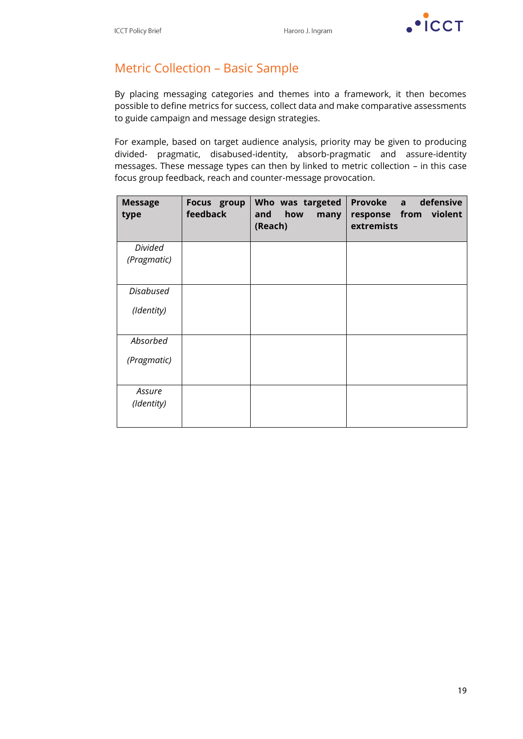## Metric Collection – Basic Sample

By placing messaging categories and themes into a framework, it then becomes possible to define metrics for success, collect data and make comparative assessments to guide campaign and message design strategies.

For example, based on target audience analysis, priority may be given to producing divided- pragmatic, disabused-identity, absorb-pragmatic and assure-identity messages. These message types can then by linked to metric collection – in this case focus group feedback, reach and counter-message provocation.

| **Message type** | **Focus group feedback** | **Who was targeted and how many (Reach)** | **Provoke a defensive response from violent extremists** |
|---|---|---|---|
| *Divided (Pragmatic)* | | | |
| *Disabused (Identity)* | | | |
| *Absorbed (Pragmatic)* | | | |
| *Assure (Identity)* | | | |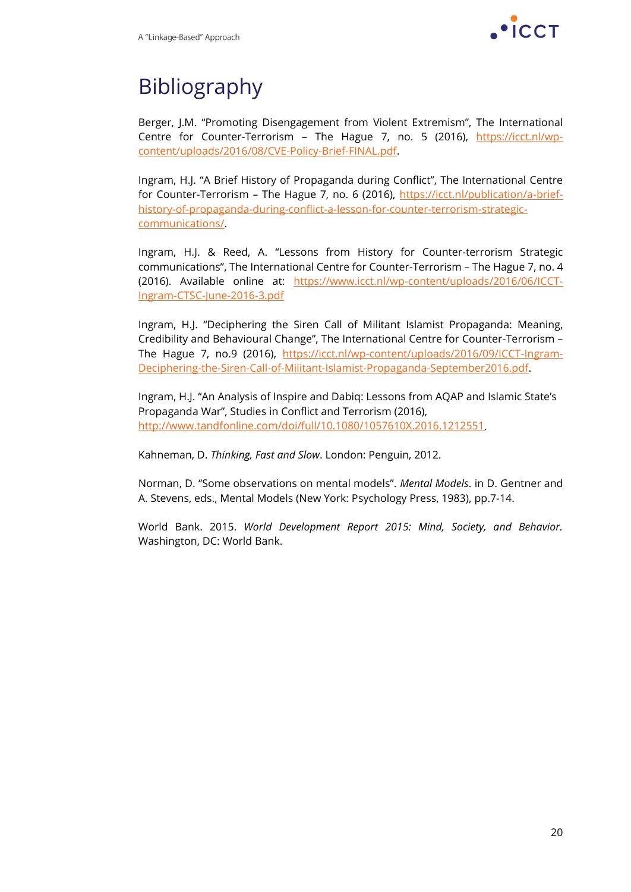# Bibliography

Berger, J.M. "Promoting Disengagement from Violent Extremism", The International Centre for Counter-Terrorism – The Hague 7, no. 5 (2016), https://icct.nl/wp-content/uploads/2016/08/CVE-Policy-Brief-FINAL.pdf.

Ingram, H.J. "A Brief History of Propaganda during Conflict", The International Centre for Counter-Terrorism – The Hague 7, no. 6 (2016), https://icct.nl/publication/a-brief-history-of-propaganda-during-conflict-a-lesson-for-counter-terrorism-strategic-communications/.

Ingram, H.J. & Reed, A. "Lessons from History for Counter-terrorism Strategic communications", The International Centre for Counter-Terrorism – The Hague 7, no. 4 (2016). Available online at: https://www.icct.nl/wp-content/uploads/2016/06/ICCT-Ingram-CTSC-June-2016-3.pdf

Ingram, H.J. "Deciphering the Siren Call of Militant Islamist Propaganda: Meaning, Credibility and Behavioural Change", The International Centre for Counter-Terrorism – The Hague 7, no.9 (2016), https://icct.nl/wp-content/uploads/2016/09/ICCT-Ingram-Deciphering-the-Siren-Call-of-Militant-Islamist-Propaganda-September2016.pdf.

Ingram, H.J. "An Analysis of Inspire and Dabiq: Lessons from AQAP and Islamic State's Propaganda War", Studies in Conflict and Terrorism (2016), http://www.tandfonline.com/doi/full/10.1080/1057610X.2016.1212551.

Kahneman, D. *Thinking, Fast and Slow*. London: Penguin, 2012.

Norman, D. "Some observations on mental models". *Mental Models*. in D. Gentner and A. Stevens, eds., Mental Models (New York: Psychology Press, 1983), pp.7-14.

World Bank. 2015. *World Development Report 2015: Mind, Society, and Behavior*. Washington, DC: World Bank.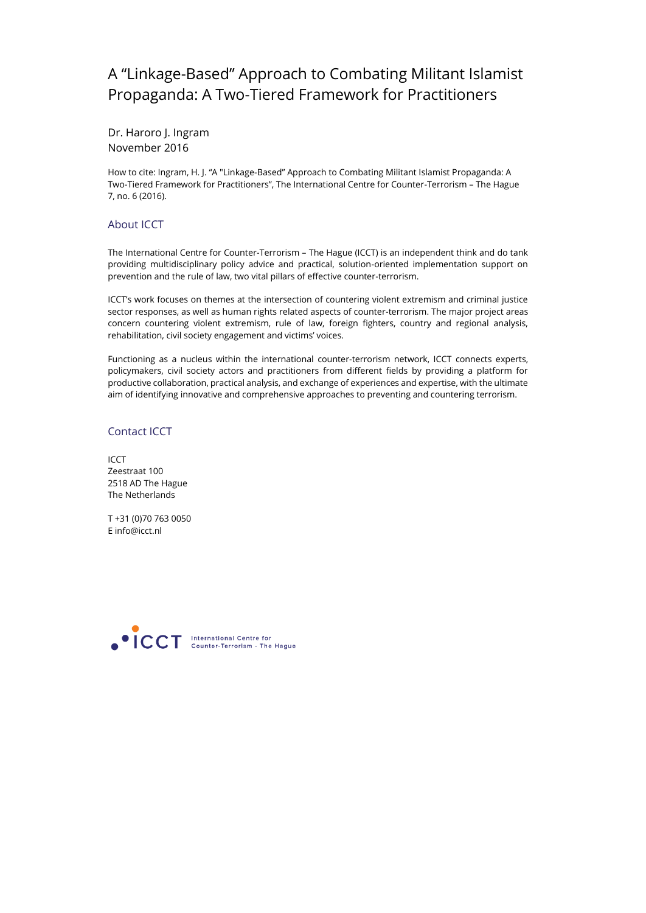# A "Linkage-Based" Approach to Combating Militant Islamist Propaganda: A Two-Tiered Framework for Practitioners

Dr. Haroro J. Ingram
November 2016

How to cite: Ingram, H. J. "A "Linkage-Based" Approach to Combating Militant Islamist Propaganda: A Two-Tiered Framework for Practitioners", The International Centre for Counter-Terrorism – The Hague 7, no. 6 (2016).

## About ICCT

The International Centre for Counter-Terrorism – The Hague (ICCT) is an independent think and do tank providing multidisciplinary policy advice and practical, solution-oriented implementation support on prevention and the rule of law, two vital pillars of effective counter-terrorism.

ICCT's work focuses on themes at the intersection of countering violent extremism and criminal justice sector responses, as well as human rights related aspects of counter-terrorism. The major project areas concern countering violent extremism, rule of law, foreign fighters, country and regional analysis, rehabilitation, civil society engagement and victims' voices.

Functioning as a nucleus within the international counter-terrorism network, ICCT connects experts, policymakers, civil society actors and practitioners from different fields by providing a platform for productive collaboration, practical analysis, and exchange of experiences and expertise, with the ultimate aim of identifying innovative and comprehensive approaches to preventing and countering terrorism.

## Contact ICCT

ICCT
Zeestraat 100
2518 AD The Hague
The Netherlands

T +31 (0)70 763 0050
E info@icct.nl

ICCT International Centre for Counter-Terrorism - The Hague